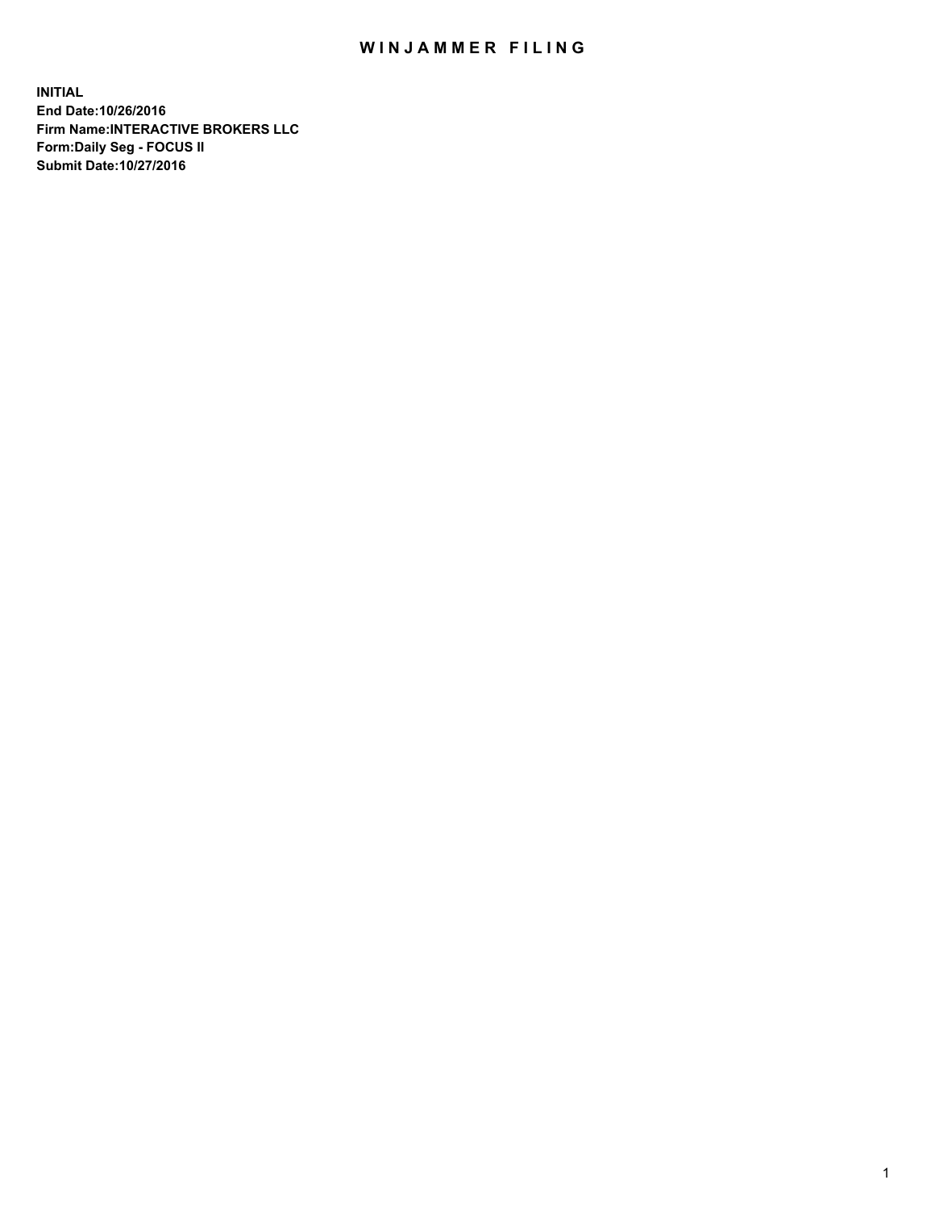# WINJAMMER FILING

**INITIAL**
**End Date:10/26/2016**
**Firm Name:INTERACTIVE BROKERS LLC**
**Form:Daily Seg - FOCUS II**
**Submit Date:10/27/2016**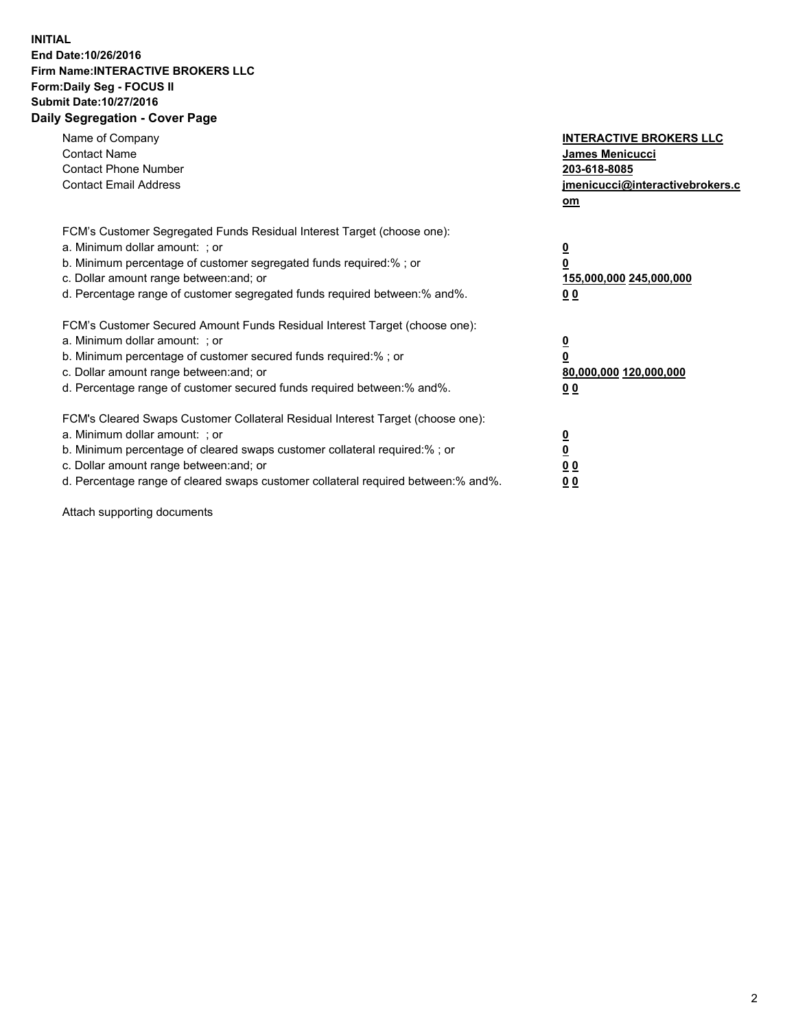**INITIAL**
**End Date:10/26/2016**
**Firm Name:INTERACTIVE BROKERS LLC**
**Form:Daily Seg - FOCUS II**
**Submit Date:10/27/2016**

## Daily Segregation - Cover Page

| | |
|---|---|
| Name of Company | **INTERACTIVE BROKERS LLC** |
| Contact Name | **James Menicucci** |
| Contact Phone Number | **203-618-8085** |
| Contact Email Address | **jmenicucci@interactivebrokers.com** |

| | |
|---|---|
| FCM's Customer Segregated Funds Residual Interest Target (choose one): | |
| a. Minimum dollar amount: ; or | **0** |
| b. Minimum percentage of customer segregated funds required:% ; or | **0** |
| c. Dollar amount range between:and; or | **155,000,000 245,000,000** |
| d. Percentage range of customer segregated funds required between:% and%. | **0 0** |

| | |
|---|---|
| FCM's Customer Secured Amount Funds Residual Interest Target (choose one): | |
| a. Minimum dollar amount: ; or | **0** |
| b. Minimum percentage of customer secured funds required:% ; or | **0** |
| c. Dollar amount range between:and; or | **80,000,000 120,000,000** |
| d. Percentage range of customer secured funds required between:% and%. | **0 0** |

| | |
|---|---|
| FCM's Cleared Swaps Customer Collateral Residual Interest Target (choose one): | |
| a. Minimum dollar amount: ; or | **0** |
| b. Minimum percentage of cleared swaps customer collateral required:% ; or | **0** |
| c. Dollar amount range between:and; or | **0 0** |
| d. Percentage range of cleared swaps customer collateral required between:% and%. | **0 0** |

Attach supporting documents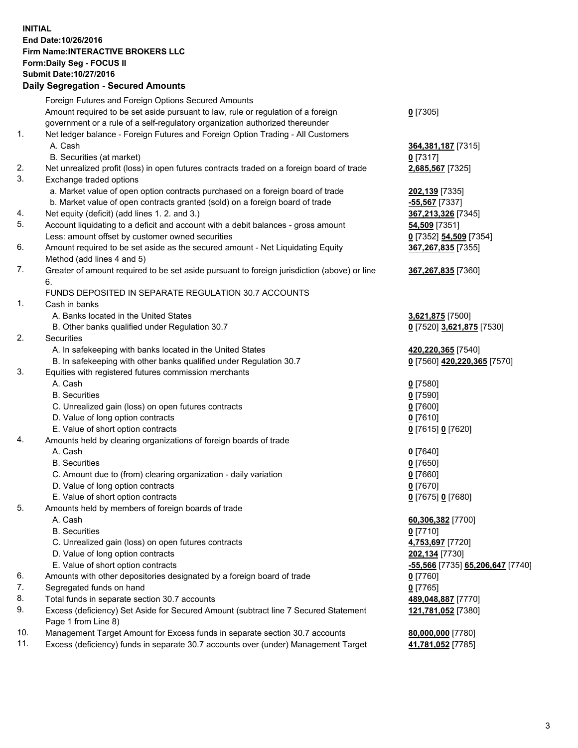**INITIAL**
**End Date:10/26/2016**
**Firm Name:INTERACTIVE BROKERS LLC**
**Form:Daily Seg - FOCUS II**
**Submit Date:10/27/2016**

### Daily Segregation - Secured Amounts

| | | |
|---|---|---|
| | Foreign Futures and Foreign Options Secured Amounts | |
| | Amount required to be set aside pursuant to law, rule or regulation of a foreign government or a rule of a self-regulatory organization authorized thereunder | **0** [7305] |
| 1. | Net ledger balance - Foreign Futures and Foreign Option Trading - All Customers | |
| | A. Cash | **364,381,187** [7315] |
| | B. Securities (at market) | **0** [7317] |
| 2. | Net unrealized profit (loss) in open futures contracts traded on a foreign board of trade | **2,685,567** [7325] |
| 3. | Exchange traded options | |
| | a. Market value of open option contracts purchased on a foreign board of trade | **202,139** [7335] |
| | b. Market value of open contracts granted (sold) on a foreign board of trade | **-55,567** [7337] |
| 4. | Net equity (deficit) (add lines 1. 2. and 3.) | **367,213,326** [7345] |
| 5. | Account liquidating to a deficit and account with a debit balances - gross amount | **54,509** [7351] |
| | Less: amount offset by customer owned securities | **0** [7352] **54,509** [7354] |
| 6. | Amount required to be set aside as the secured amount - Net Liquidating Equity Method (add lines 4 and 5) | **367,267,835** [7355] |
| 7. | Greater of amount required to be set aside pursuant to foreign jurisdiction (above) or line 6. | **367,267,835** [7360] |
| | FUNDS DEPOSITED IN SEPARATE REGULATION 30.7 ACCOUNTS | |
| 1. | Cash in banks | |
| | A. Banks located in the United States | **3,621,875** [7500] |
| | B. Other banks qualified under Regulation 30.7 | **0** [7520] **3,621,875** [7530] |
| 2. | Securities | |
| | A. In safekeeping with banks located in the United States | **420,220,365** [7540] |
| | B. In safekeeping with other banks qualified under Regulation 30.7 | **0** [7560] **420,220,365** [7570] |
| 3. | Equities with registered futures commission merchants | |
| | A. Cash | **0** [7580] |
| | B. Securities | **0** [7590] |
| | C. Unrealized gain (loss) on open futures contracts | **0** [7600] |
| | D. Value of long option contracts | **0** [7610] |
| | E. Value of short option contracts | **0** [7615] **0** [7620] |
| 4. | Amounts held by clearing organizations of foreign boards of trade | |
| | A. Cash | **0** [7640] |
| | B. Securities | **0** [7650] |
| | C. Amount due to (from) clearing organization - daily variation | **0** [7660] |
| | D. Value of long option contracts | **0** [7670] |
| | E. Value of short option contracts | **0** [7675] **0** [7680] |
| 5. | Amounts held by members of foreign boards of trade | |
| | A. Cash | **60,306,382** [7700] |
| | B. Securities | **0** [7710] |
| | C. Unrealized gain (loss) on open futures contracts | **4,753,697** [7720] |
| | D. Value of long option contracts | **202,134** [7730] |
| | E. Value of short option contracts | **-55,566** [7735] **65,206,647** [7740] |
| 6. | Amounts with other depositories designated by a foreign board of trade | **0** [7760] |
| 7. | Segregated funds on hand | **0** [7765] |
| 8. | Total funds in separate section 30.7 accounts | **489,048,887** [7770] |
| 9. | Excess (deficiency) Set Aside for Secured Amount (subtract line 7 Secured Statement Page 1 from Line 8) | **121,781,052** [7380] |
| 10. | Management Target Amount for Excess funds in separate section 30.7 accounts | **80,000,000** [7780] |
| 11. | Excess (deficiency) funds in separate 30.7 accounts over (under) Management Target | **41,781,052** [7785] |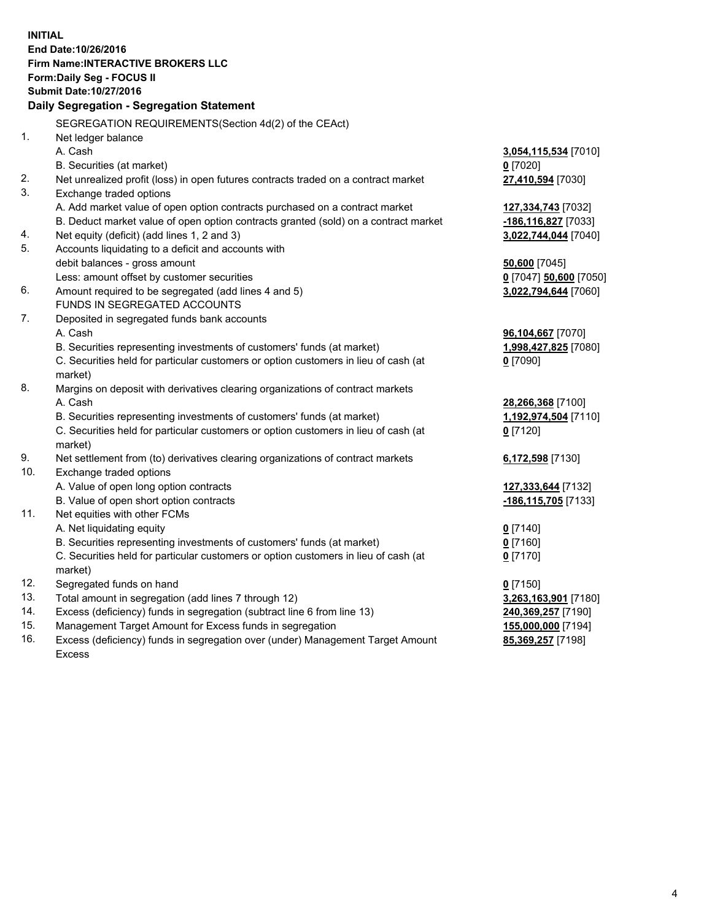**INITIAL**
**End Date:10/26/2016**
**Firm Name:INTERACTIVE BROKERS LLC**
**Form:Daily Seg - FOCUS II**
**Submit Date:10/27/2016**

## Daily Segregation - Segregation Statement

| | | |
|---|---|---|
| | SEGREGATION REQUIREMENTS(Section 4d(2) of the CEAct) | |
| 1. | Net ledger balance | |
| | A. Cash | **3,054,115,534** [7010] |
| | B. Securities (at market) | **0** [7020] |
| 2. | Net unrealized profit (loss) in open futures contracts traded on a contract market | **27,410,594** [7030] |
| 3. | Exchange traded options | |
| | A. Add market value of open option contracts purchased on a contract market | **127,334,743** [7032] |
| | B. Deduct market value of open option contracts granted (sold) on a contract market | **-186,116,827** [7033] |
| 4. | Net equity (deficit) (add lines 1, 2 and 3) | **3,022,744,044** [7040] |
| 5. | Accounts liquidating to a deficit and accounts with | |
| | debit balances - gross amount | **50,600** [7045] |
| | Less: amount offset by customer securities | **0** [7047] **50,600** [7050] |
| 6. | Amount required to be segregated (add lines 4 and 5) | **3,022,794,644** [7060] |
| | FUNDS IN SEGREGATED ACCOUNTS | |
| 7. | Deposited in segregated funds bank accounts | |
| | A. Cash | **96,104,667** [7070] |
| | B. Securities representing investments of customers' funds (at market) | **1,998,427,825** [7080] |
| | C. Securities held for particular customers or option customers in lieu of cash (at market) | **0** [7090] |
| 8. | Margins on deposit with derivatives clearing organizations of contract markets | |
| | A. Cash | **28,266,368** [7100] |
| | B. Securities representing investments of customers' funds (at market) | **1,192,974,504** [7110] |
| | C. Securities held for particular customers or option customers in lieu of cash (at market) | **0** [7120] |
| 9. | Net settlement from (to) derivatives clearing organizations of contract markets | **6,172,598** [7130] |
| 10. | Exchange traded options | |
| | A. Value of open long option contracts | **127,333,644** [7132] |
| | B. Value of open short option contracts | **-186,115,705** [7133] |
| 11. | Net equities with other FCMs | |
| | A. Net liquidating equity | **0** [7140] |
| | B. Securities representing investments of customers' funds (at market) | **0** [7160] |
| | C. Securities held for particular customers or option customers in lieu of cash (at market) | **0** [7170] |
| 12. | Segregated funds on hand | **0** [7150] |
| 13. | Total amount in segregation (add lines 7 through 12) | **3,263,163,901** [7180] |
| 14. | Excess (deficiency) funds in segregation (subtract line 6 from line 13) | **240,369,257** [7190] |
| 15. | Management Target Amount for Excess funds in segregation | **155,000,000** [7194] |
| 16. | Excess (deficiency) funds in segregation over (under) Management Target Amount Excess | **85,369,257** [7198] |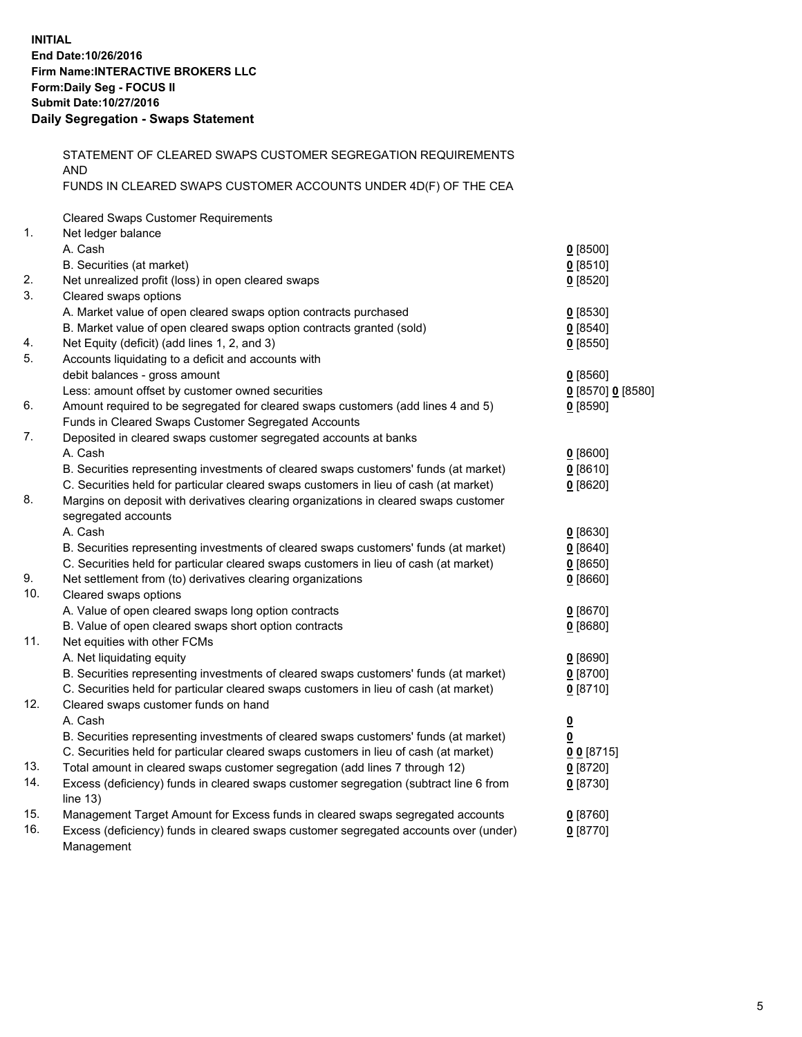**INITIAL**
**End Date:10/26/2016**
**Firm Name:INTERACTIVE BROKERS LLC**
**Form:Daily Seg - FOCUS II**
**Submit Date:10/27/2016**
**Daily Segregation - Swaps Statement**

STATEMENT OF CLEARED SWAPS CUSTOMER SEGREGATION REQUIREMENTS AND FUNDS IN CLEARED SWAPS CUSTOMER ACCOUNTS UNDER 4D(F) OF THE CEA

| | | |
|---|---|---|
| | Cleared Swaps Customer Requirements | |
| 1. | Net ledger balance | |
| | A. Cash | 0 [8500] |
| | B. Securities (at market) | 0 [8510] |
| 2. | Net unrealized profit (loss) in open cleared swaps | 0 [8520] |
| 3. | Cleared swaps options | |
| | A. Market value of open cleared swaps option contracts purchased | 0 [8530] |
| | B. Market value of open cleared swaps option contracts granted (sold) | 0 [8540] |
| 4. | Net Equity (deficit) (add lines 1, 2, and 3) | 0 [8550] |
| 5. | Accounts liquidating to a deficit and accounts with debit balances - gross amount | 0 [8560] |
| | Less: amount offset by customer owned securities | 0 [8570] 0 [8580] |
| 6. | Amount required to be segregated for cleared swaps customers (add lines 4 and 5) | 0 [8590] |
| | Funds in Cleared Swaps Customer Segregated Accounts | |
| 7. | Deposited in cleared swaps customer segregated accounts at banks | |
| | A. Cash | 0 [8600] |
| | B. Securities representing investments of cleared swaps customers' funds (at market) | 0 [8610] |
| | C. Securities held for particular cleared swaps customers in lieu of cash (at market) | 0 [8620] |
| 8. | Margins on deposit with derivatives clearing organizations in cleared swaps customer segregated accounts | |
| | A. Cash | 0 [8630] |
| | B. Securities representing investments of cleared swaps customers' funds (at market) | 0 [8640] |
| | C. Securities held for particular cleared swaps customers in lieu of cash (at market) | 0 [8650] |
| 9. | Net settlement from (to) derivatives clearing organizations | 0 [8660] |
| 10. | Cleared swaps options | |
| | A. Value of open cleared swaps long option contracts | 0 [8670] |
| | B. Value of open cleared swaps short option contracts | 0 [8680] |
| 11. | Net equities with other FCMs | |
| | A. Net liquidating equity | 0 [8690] |
| | B. Securities representing investments of cleared swaps customers' funds (at market) | 0 [8700] |
| | C. Securities held for particular cleared swaps customers in lieu of cash (at market) | 0 [8710] |
| 12. | Cleared swaps customer funds on hand | |
| | A. Cash | 0 |
| | B. Securities representing investments of cleared swaps customers' funds (at market) | 0 |
| | C. Securities held for particular cleared swaps customers in lieu of cash (at market) | 0 0 [8715] |
| 13. | Total amount in cleared swaps customer segregation (add lines 7 through 12) | 0 [8720] |
| 14. | Excess (deficiency) funds in cleared swaps customer segregation (subtract line 6 from line 13) | 0 [8730] |
| 15. | Management Target Amount for Excess funds in cleared swaps segregated accounts | 0 [8760] |
| 16. | Excess (deficiency) funds in cleared swaps customer segregated accounts over (under) Management | 0 [8770] |